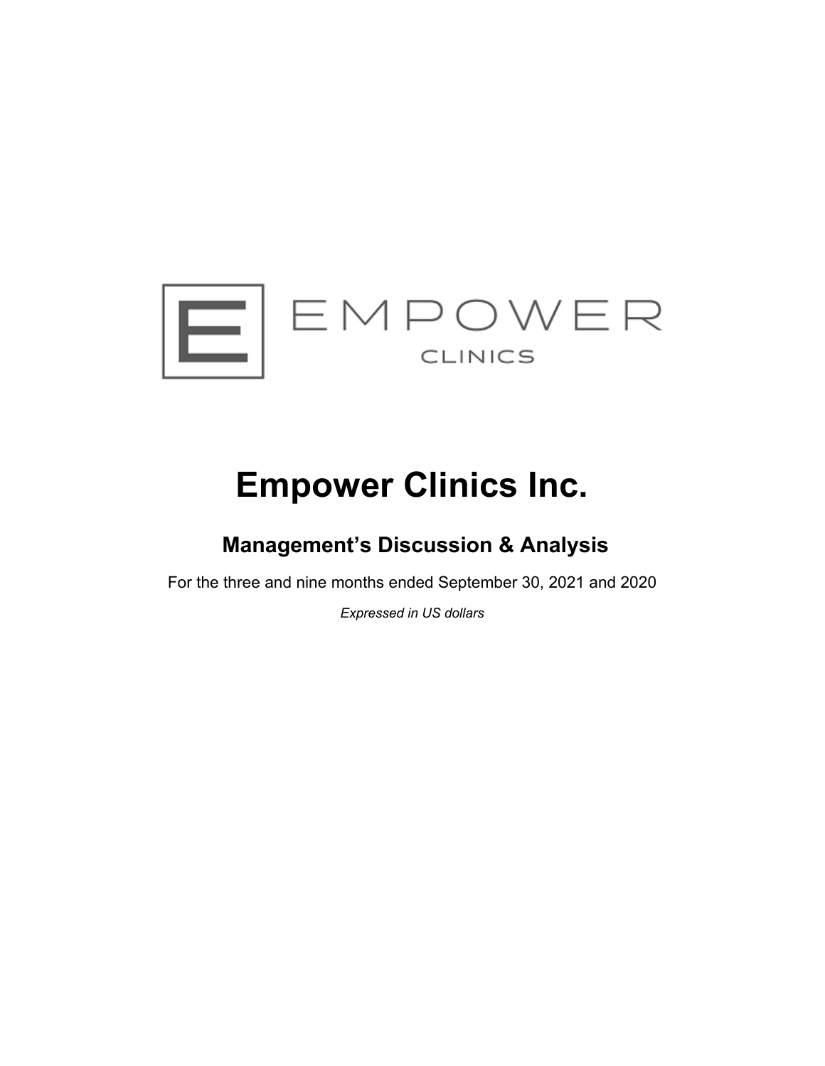EMPOWER

CLINICS

# Empower Clinics Inc.

## Management's Discussion & Analysis

For the three and nine months ended September 30, 2021 and 2020

*Expressed in US dollars*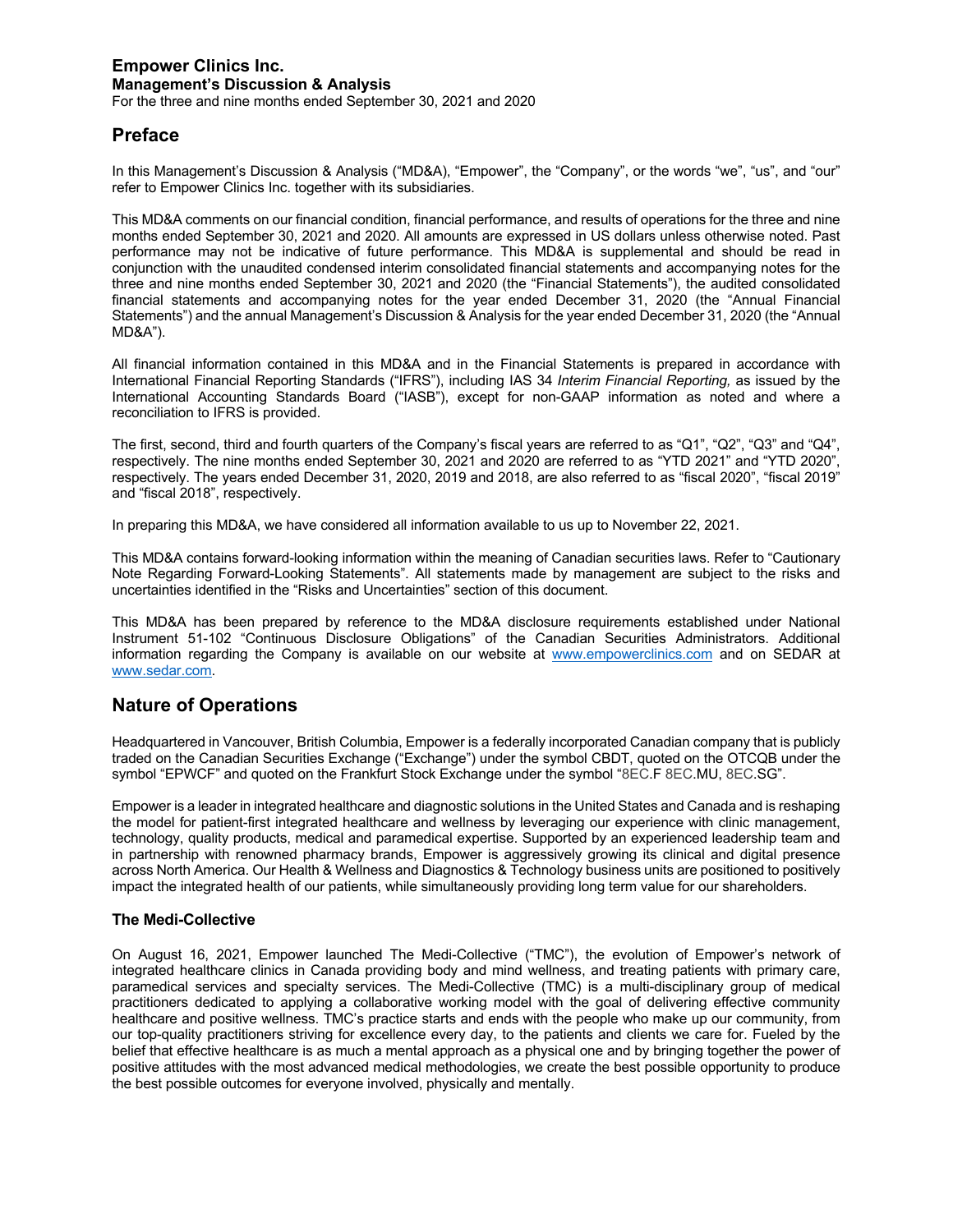# Empower Clinics Inc.

**Management's Discussion & Analysis**

For the three and nine months ended September 30, 2021 and 2020

## Preface

In this Management's Discussion & Analysis ("MD&A), "Empower", the "Company", or the words "we", "us", and "our" refer to Empower Clinics Inc. together with its subsidiaries.

This MD&A comments on our financial condition, financial performance, and results of operations for the three and nine months ended September 30, 2021 and 2020. All amounts are expressed in US dollars unless otherwise noted. Past performance may not be indicative of future performance. This MD&A is supplemental and should be read in conjunction with the unaudited condensed interim consolidated financial statements and accompanying notes for the three and nine months ended September 30, 2021 and 2020 (the "Financial Statements"), the audited consolidated financial statements and accompanying notes for the year ended December 31, 2020 (the "Annual Financial Statements") and the annual Management's Discussion & Analysis for the year ended December 31, 2020 (the "Annual MD&A").

All financial information contained in this MD&A and in the Financial Statements is prepared in accordance with International Financial Reporting Standards ("IFRS"), including IAS 34 *Interim Financial Reporting,* as issued by the International Accounting Standards Board ("IASB"), except for non-GAAP information as noted and where a reconciliation to IFRS is provided.

The first, second, third and fourth quarters of the Company's fiscal years are referred to as "Q1", "Q2", "Q3" and "Q4", respectively. The nine months ended September 30, 2021 and 2020 are referred to as "YTD 2021" and "YTD 2020", respectively. The years ended December 31, 2020, 2019 and 2018, are also referred to as "fiscal 2020", "fiscal 2019" and "fiscal 2018", respectively.

In preparing this MD&A, we have considered all information available to us up to November 22, 2021.

This MD&A contains forward-looking information within the meaning of Canadian securities laws. Refer to "Cautionary Note Regarding Forward-Looking Statements". All statements made by management are subject to the risks and uncertainties identified in the "Risks and Uncertainties" section of this document.

This MD&A has been prepared by reference to the MD&A disclosure requirements established under National Instrument 51-102 "Continuous Disclosure Obligations" of the Canadian Securities Administrators. Additional information regarding the Company is available on our website at www.empowerclinics.com and on SEDAR at www.sedar.com.

## Nature of Operations

Headquartered in Vancouver, British Columbia, Empower is a federally incorporated Canadian company that is publicly traded on the Canadian Securities Exchange ("Exchange") under the symbol CBDT, quoted on the OTCQB under the symbol "EPWCF" and quoted on the Frankfurt Stock Exchange under the symbol "8EC.F 8EC.MU, 8EC.SG".

Empower is a leader in integrated healthcare and diagnostic solutions in the United States and Canada and is reshaping the model for patient-first integrated healthcare and wellness by leveraging our experience with clinic management, technology, quality products, medical and paramedical expertise. Supported by an experienced leadership team and in partnership with renowned pharmacy brands, Empower is aggressively growing its clinical and digital presence across North America. Our Health & Wellness and Diagnostics & Technology business units are positioned to positively impact the integrated health of our patients, while simultaneously providing long term value for our shareholders.

### The Medi-Collective

On August 16, 2021, Empower launched The Medi-Collective ("TMC"), the evolution of Empower's network of integrated healthcare clinics in Canada providing body and mind wellness, and treating patients with primary care, paramedical services and specialty services. The Medi-Collective (TMC) is a multi-disciplinary group of medical practitioners dedicated to applying a collaborative working model with the goal of delivering effective community healthcare and positive wellness. TMC's practice starts and ends with the people who make up our community, from our top-quality practitioners striving for excellence every day, to the patients and clients we care for. Fueled by the belief that effective healthcare is as much a mental approach as a physical one and by bringing together the power of positive attitudes with the most advanced medical methodologies, we create the best possible opportunity to produce the best possible outcomes for everyone involved, physically and mentally.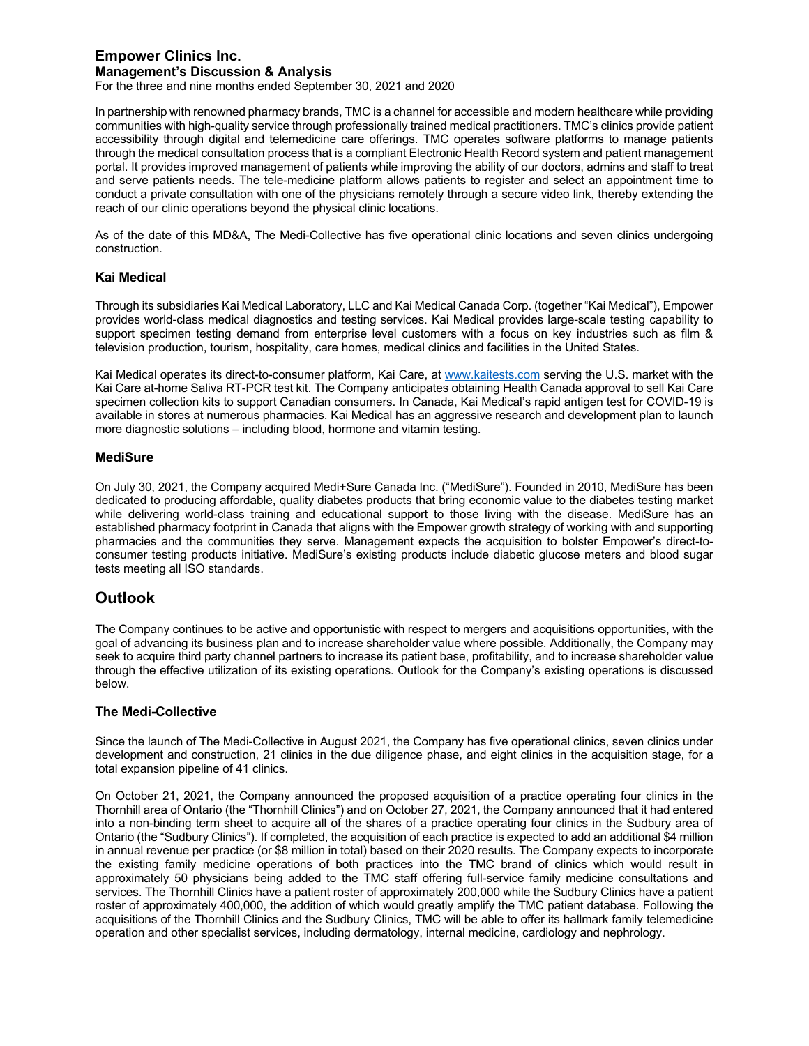In partnership with renowned pharmacy brands, TMC is a channel for accessible and modern healthcare while providing communities with high-quality service through professionally trained medical practitioners. TMC's clinics provide patient accessibility through digital and telemedicine care offerings. TMC operates software platforms to manage patients through the medical consultation process that is a compliant Electronic Health Record system and patient management portal. It provides improved management of patients while improving the ability of our doctors, admins and staff to treat and serve patients needs. The tele-medicine platform allows patients to register and select an appointment time to conduct a private consultation with one of the physicians remotely through a secure video link, thereby extending the reach of our clinic operations beyond the physical clinic locations.

As of the date of this MD&A, The Medi-Collective has five operational clinic locations and seven clinics undergoing construction.

### Kai Medical

Through its subsidiaries Kai Medical Laboratory, LLC and Kai Medical Canada Corp. (together "Kai Medical"), Empower provides world-class medical diagnostics and testing services. Kai Medical provides large-scale testing capability to support specimen testing demand from enterprise level customers with a focus on key industries such as film & television production, tourism, hospitality, care homes, medical clinics and facilities in the United States.

Kai Medical operates its direct-to-consumer platform, Kai Care, at www.kaitests.com serving the U.S. market with the Kai Care at-home Saliva RT-PCR test kit. The Company anticipates obtaining Health Canada approval to sell Kai Care specimen collection kits to support Canadian consumers. In Canada, Kai Medical's rapid antigen test for COVID-19 is available in stores at numerous pharmacies. Kai Medical has an aggressive research and development plan to launch more diagnostic solutions – including blood, hormone and vitamin testing.

### MediSure

On July 30, 2021, the Company acquired Medi+Sure Canada Inc. ("MediSure"). Founded in 2010, MediSure has been dedicated to producing affordable, quality diabetes products that bring economic value to the diabetes testing market while delivering world-class training and educational support to those living with the disease. MediSure has an established pharmacy footprint in Canada that aligns with the Empower growth strategy of working with and supporting pharmacies and the communities they serve. Management expects the acquisition to bolster Empower's direct-to-consumer testing products initiative. MediSure's existing products include diabetic glucose meters and blood sugar tests meeting all ISO standards.

## Outlook

The Company continues to be active and opportunistic with respect to mergers and acquisitions opportunities, with the goal of advancing its business plan and to increase shareholder value where possible. Additionally, the Company may seek to acquire third party channel partners to increase its patient base, profitability, and to increase shareholder value through the effective utilization of its existing operations. Outlook for the Company's existing operations is discussed below.

### The Medi-Collective

Since the launch of The Medi-Collective in August 2021, the Company has five operational clinics, seven clinics under development and construction, 21 clinics in the due diligence phase, and eight clinics in the acquisition stage, for a total expansion pipeline of 41 clinics.

On October 21, 2021, the Company announced the proposed acquisition of a practice operating four clinics in the Thornhill area of Ontario (the "Thornhill Clinics") and on October 27, 2021, the Company announced that it had entered into a non-binding term sheet to acquire all of the shares of a practice operating four clinics in the Sudbury area of Ontario (the "Sudbury Clinics"). If completed, the acquisition of each practice is expected to add an additional $4 million in annual revenue per practice (or $8 million in total) based on their 2020 results. The Company expects to incorporate the existing family medicine operations of both practices into the TMC brand of clinics which would result in approximately 50 physicians being added to the TMC staff offering full-service family medicine consultations and services. The Thornhill Clinics have a patient roster of approximately 200,000 while the Sudbury Clinics have a patient roster of approximately 400,000, the addition of which would greatly amplify the TMC patient database. Following the acquisitions of the Thornhill Clinics and the Sudbury Clinics, TMC will be able to offer its hallmark family telemedicine operation and other specialist services, including dermatology, internal medicine, cardiology and nephrology.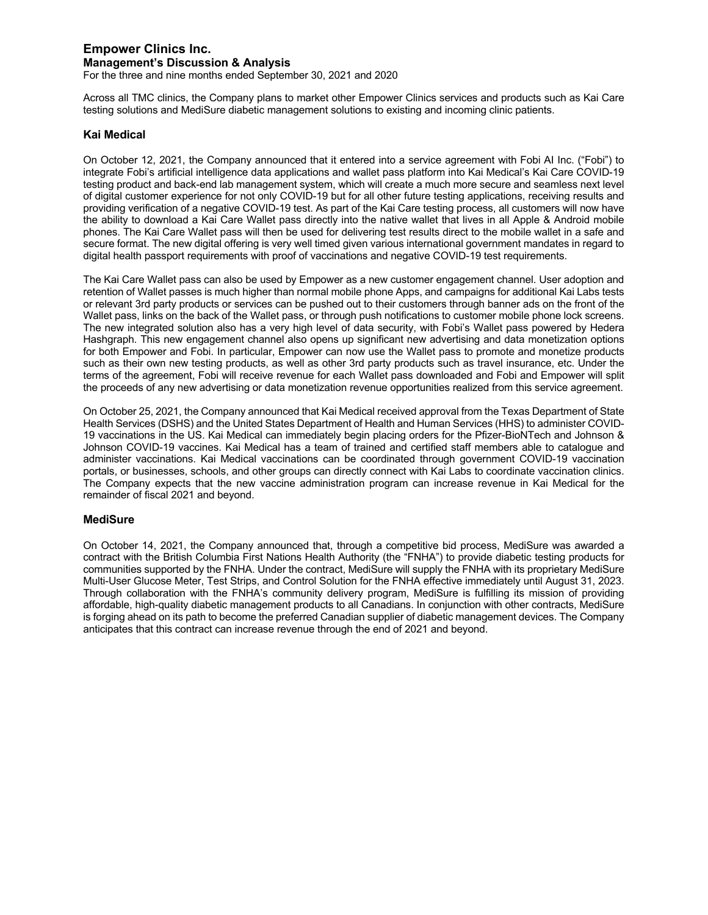Across all TMC clinics, the Company plans to market other Empower Clinics services and products such as Kai Care testing solutions and MediSure diabetic management solutions to existing and incoming clinic patients.

## Kai Medical

On October 12, 2021, the Company announced that it entered into a service agreement with Fobi AI Inc. ("Fobi") to integrate Fobi's artificial intelligence data applications and wallet pass platform into Kai Medical's Kai Care COVID-19 testing product and back-end lab management system, which will create a much more secure and seamless next level of digital customer experience for not only COVID-19 but for all other future testing applications, receiving results and providing verification of a negative COVID-19 test. As part of the Kai Care testing process, all customers will now have the ability to download a Kai Care Wallet pass directly into the native wallet that lives in all Apple & Android mobile phones. The Kai Care Wallet pass will then be used for delivering test results direct to the mobile wallet in a safe and secure format. The new digital offering is very well timed given various international government mandates in regard to digital health passport requirements with proof of vaccinations and negative COVID-19 test requirements.

The Kai Care Wallet pass can also be used by Empower as a new customer engagement channel. User adoption and retention of Wallet passes is much higher than normal mobile phone Apps, and campaigns for additional Kai Labs tests or relevant 3rd party products or services can be pushed out to their customers through banner ads on the front of the Wallet pass, links on the back of the Wallet pass, or through push notifications to customer mobile phone lock screens. The new integrated solution also has a very high level of data security, with Fobi's Wallet pass powered by Hedera Hashgraph. This new engagement channel also opens up significant new advertising and data monetization options for both Empower and Fobi. In particular, Empower can now use the Wallet pass to promote and monetize products such as their own new testing products, as well as other 3rd party products such as travel insurance, etc. Under the terms of the agreement, Fobi will receive revenue for each Wallet pass downloaded and Fobi and Empower will split the proceeds of any new advertising or data monetization revenue opportunities realized from this service agreement.

On October 25, 2021, the Company announced that Kai Medical received approval from the Texas Department of State Health Services (DSHS) and the United States Department of Health and Human Services (HHS) to administer COVID-19 vaccinations in the US. Kai Medical can immediately begin placing orders for the Pfizer-BioNTech and Johnson & Johnson COVID-19 vaccines. Kai Medical has a team of trained and certified staff members able to catalogue and administer vaccinations. Kai Medical vaccinations can be coordinated through government COVID-19 vaccination portals, or businesses, schools, and other groups can directly connect with Kai Labs to coordinate vaccination clinics. The Company expects that the new vaccine administration program can increase revenue in Kai Medical for the remainder of fiscal 2021 and beyond.

## MediSure

On October 14, 2021, the Company announced that, through a competitive bid process, MediSure was awarded a contract with the British Columbia First Nations Health Authority (the "FNHA") to provide diabetic testing products for communities supported by the FNHA. Under the contract, MediSure will supply the FNHA with its proprietary MediSure Multi-User Glucose Meter, Test Strips, and Control Solution for the FNHA effective immediately until August 31, 2023. Through collaboration with the FNHA's community delivery program, MediSure is fulfilling its mission of providing affordable, high-quality diabetic management products to all Canadians. In conjunction with other contracts, MediSure is forging ahead on its path to become the preferred Canadian supplier of diabetic management devices. The Company anticipates that this contract can increase revenue through the end of 2021 and beyond.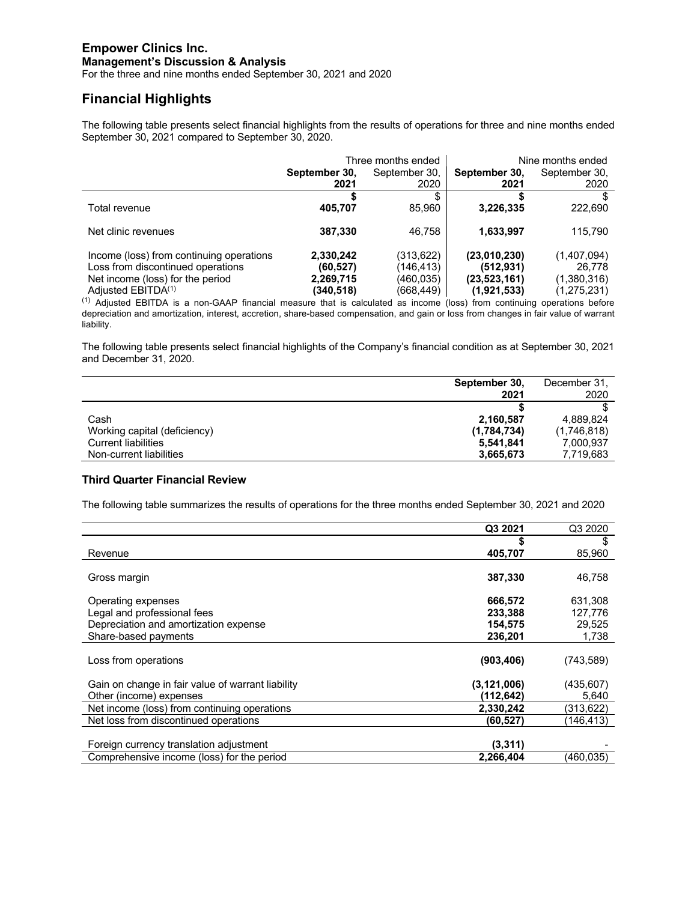**Empower Clinics Inc.**
**Management's Discussion & Analysis**
For the three and nine months ended September 30, 2021 and 2020

# Financial Highlights

The following table presents select financial highlights from the results of operations for three and nine months ended September 30, 2021 compared to September 30, 2020.

| | Three months ended | | Nine months ended | |
|---|---|---|---|---|
| | **September 30, 2021** | September 30, 2020 | **September 30, 2021** | September 30, 2020 |
| | **$** | $ | **$** | $ |
| Total revenue | **405,707** | 85,960 | **3,226,335** | 222,690 |
| Net clinic revenues | **387,330** | 46,758 | **1,633,997** | 115,790 |
| Income (loss) from continuing operations | **2,330,242** | (313,622) | **(23,010,230)** | (1,407,094) |
| Loss from discontinued operations | **(60,527)** | (146,413) | **(512,931)** | 26,778 |
| Net income (loss) for the period | **2,269,715** | (460,035) | **(23,523,161)** | (1,380,316) |
| Adjusted EBITDA[1] | **(340,518)** | (668,449) | **(1,921,533)** | (1,275,231) |

[1] Adjusted EBITDA is a non-GAAP financial measure that is calculated as income (loss) from continuing operations before depreciation and amortization, interest, accretion, share-based compensation, and gain or loss from changes in fair value of warrant liability.

The following table presents select financial highlights of the Company's financial condition as at September 30, 2021 and December 31, 2020.

| | **September 30, 2021** | December 31, 2020 |
|---|---|---|
| | **$** | $ |
| Cash | **2,160,587** | 4,889,824 |
| Working capital (deficiency) | **(1,784,734)** | (1,746,818) |
| Current liabilities | **5,541,841** | 7,000,937 |
| Non-current liabilities | **3,665,673** | 7,719,683 |

### Third Quarter Financial Review

The following table summarizes the results of operations for the three months ended September 30, 2021 and 2020

| | **Q3 2021** | Q3 2020 |
|---|---|---|
| | **$** | $ |
| Revenue | **405,707** | 85,960 |
| Gross margin | **387,330** | 46,758 |
| Operating expenses | **666,572** | 631,308 |
| Legal and professional fees | **233,388** | 127,776 |
| Depreciation and amortization expense | **154,575** | 29,525 |
| Share-based payments | **236,201** | 1,738 |
| Loss from operations | **(903,406)** | (743,589) |
| Gain on change in fair value of warrant liability | **(3,121,006)** | (435,607) |
| Other (income) expenses | **(112,642)** | 5,640 |
| Net income (loss) from continuing operations | **2,330,242** | (313,622) |
| Net loss from discontinued operations | **(60,527)** | (146,413) |
| Foreign currency translation adjustment | **(3,311)** | - |
| Comprehensive income (loss) for the period | **2,266,404** | (460,035) |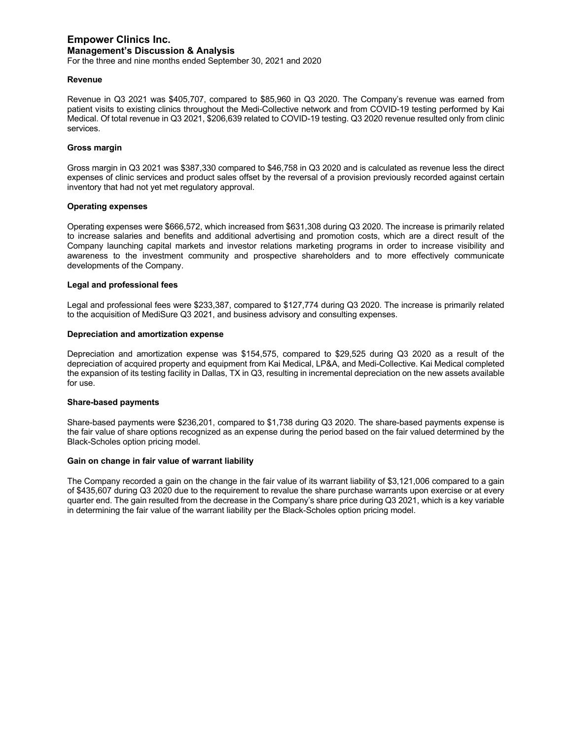**Revenue**

Revenue in Q3 2021 was $405,707, compared to $85,960 in Q3 2020. The Company's revenue was earned from patient visits to existing clinics throughout the Medi-Collective network and from COVID-19 testing performed by Kai Medical. Of total revenue in Q3 2021, $206,639 related to COVID-19 testing. Q3 2020 revenue resulted only from clinic services.

**Gross margin**

Gross margin in Q3 2021 was $387,330 compared to $46,758 in Q3 2020 and is calculated as revenue less the direct expenses of clinic services and product sales offset by the reversal of a provision previously recorded against certain inventory that had not yet met regulatory approval.

**Operating expenses**

Operating expenses were $666,572, which increased from $631,308 during Q3 2020. The increase is primarily related to increase salaries and benefits and additional advertising and promotion costs, which are a direct result of the Company launching capital markets and investor relations marketing programs in order to increase visibility and awareness to the investment community and prospective shareholders and to more effectively communicate developments of the Company.

**Legal and professional fees**

Legal and professional fees were $233,387, compared to $127,774 during Q3 2020. The increase is primarily related to the acquisition of MediSure Q3 2021, and business advisory and consulting expenses.

**Depreciation and amortization expense**

Depreciation and amortization expense was $154,575, compared to $29,525 during Q3 2020 as a result of the depreciation of acquired property and equipment from Kai Medical, LP&A, and Medi-Collective. Kai Medical completed the expansion of its testing facility in Dallas, TX in Q3, resulting in incremental depreciation on the new assets available for use.

**Share-based payments**

Share-based payments were $236,201, compared to $1,738 during Q3 2020. The share-based payments expense is the fair value of share options recognized as an expense during the period based on the fair valued determined by the Black-Scholes option pricing model.

**Gain on change in fair value of warrant liability**

The Company recorded a gain on the change in the fair value of its warrant liability of $3,121,006 compared to a gain of $435,607 during Q3 2020 due to the requirement to revalue the share purchase warrants upon exercise or at every quarter end. The gain resulted from the decrease in the Company's share price during Q3 2021, which is a key variable in determining the fair value of the warrant liability per the Black-Scholes option pricing model.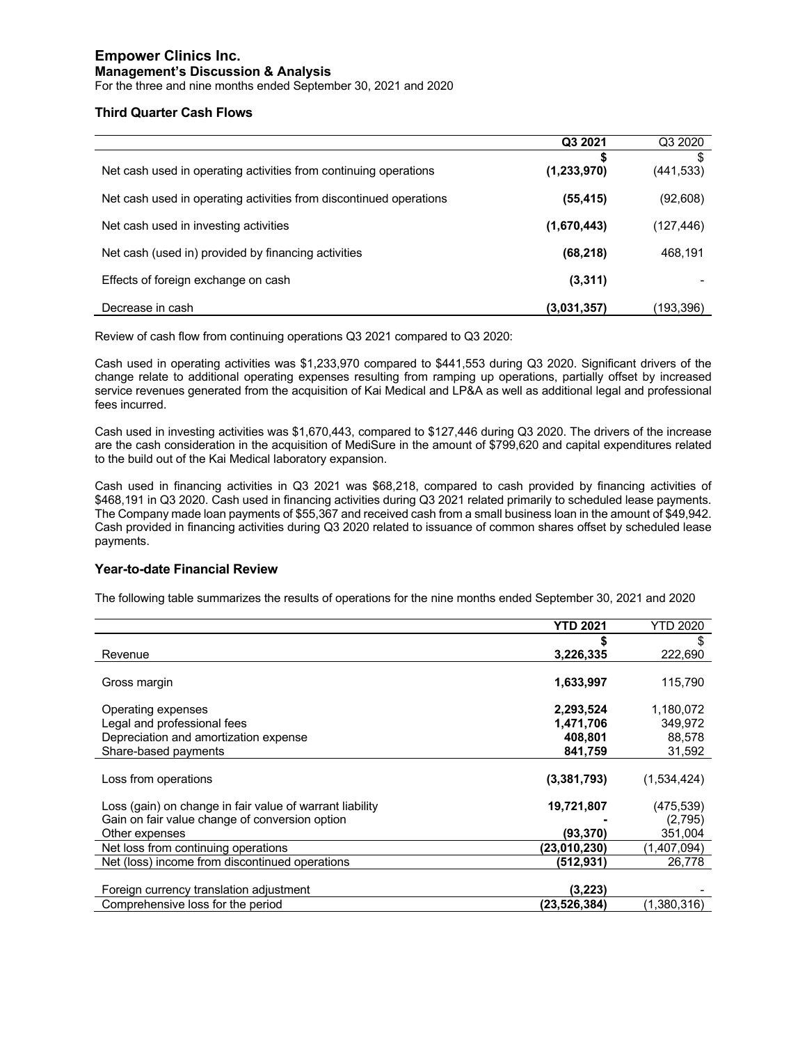### Third Quarter Cash Flows

| | Q3 2021 | Q3 2020 |
|---|---|---|
| | **$** | $ |
| Net cash used in operating activities from continuing operations | **(1,233,970)** | (441,533) |
| Net cash used in operating activities from discontinued operations | **(55,415)** | (92,608) |
| Net cash used in investing activities | **(1,670,443)** | (127,446) |
| Net cash (used in) provided by financing activities | **(68,218)** | 468,191 |
| Effects of foreign exchange on cash | **(3,311)** | - |
| Decrease in cash | **(3,031,357)** | (193,396) |

Review of cash flow from continuing operations Q3 2021 compared to Q3 2020:

Cash used in operating activities was $1,233,970 compared to $441,553 during Q3 2020. Significant drivers of the change relate to additional operating expenses resulting from ramping up operations, partially offset by increased service revenues generated from the acquisition of Kai Medical and LP&A as well as additional legal and professional fees incurred.

Cash used in investing activities was $1,670,443, compared to $127,446 during Q3 2020. The drivers of the increase are the cash consideration in the acquisition of MediSure in the amount of $799,620 and capital expenditures related to the build out of the Kai Medical laboratory expansion.

Cash used in financing activities in Q3 2021 was $68,218, compared to cash provided by financing activities of $468,191 in Q3 2020. Cash used in financing activities during Q3 2021 related primarily to scheduled lease payments. The Company made loan payments of $55,367 and received cash from a small business loan in the amount of $49,942. Cash provided in financing activities during Q3 2020 related to issuance of common shares offset by scheduled lease payments.

### Year-to-date Financial Review

The following table summarizes the results of operations for the nine months ended September 30, 2021 and 2020

| | YTD 2021 | YTD 2020 |
|---|---|---|
| | **$** | $ |
| Revenue | **3,226,335** | 222,690 |
| Gross margin | **1,633,997** | 115,790 |
| Operating expenses | **2,293,524** | 1,180,072 |
| Legal and professional fees | **1,471,706** | 349,972 |
| Depreciation and amortization expense | **408,801** | 88,578 |
| Share-based payments | **841,759** | 31,592 |
| Loss from operations | **(3,381,793)** | (1,534,424) |
| Loss (gain) on change in fair value of warrant liability | **19,721,807** | (475,539) |
| Gain on fair value change of conversion option | **-** | (2,795) |
| Other expenses | **(93,370)** | 351,004 |
| Net loss from continuing operations | **(23,010,230)** | (1,407,094) |
| Net (loss) income from discontinued operations | **(512,931)** | 26,778 |
| Foreign currency translation adjustment | **(3,223)** | - |
| Comprehensive loss for the period | **(23,526,384)** | (1,380,316) |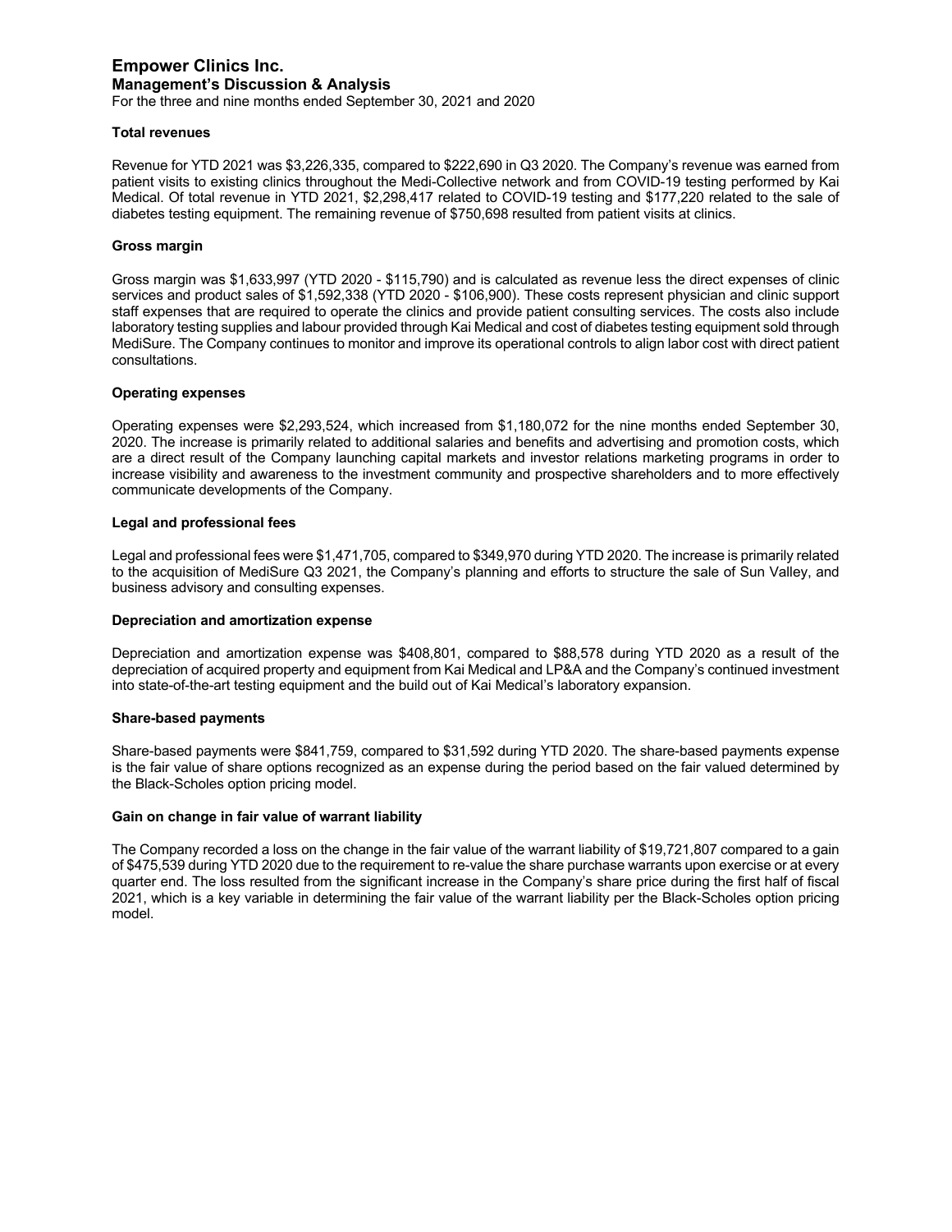### Total revenues

Revenue for YTD 2021 was $3,226,335, compared to $222,690 in Q3 2020. The Company's revenue was earned from patient visits to existing clinics throughout the Medi-Collective network and from COVID-19 testing performed by Kai Medical. Of total revenue in YTD 2021, $2,298,417 related to COVID-19 testing and $177,220 related to the sale of diabetes testing equipment. The remaining revenue of $750,698 resulted from patient visits at clinics.

### Gross margin

Gross margin was $1,633,997 (YTD 2020 - $115,790) and is calculated as revenue less the direct expenses of clinic services and product sales of $1,592,338 (YTD 2020 - $106,900). These costs represent physician and clinic support staff expenses that are required to operate the clinics and provide patient consulting services. The costs also include laboratory testing supplies and labour provided through Kai Medical and cost of diabetes testing equipment sold through MediSure. The Company continues to monitor and improve its operational controls to align labor cost with direct patient consultations.

### Operating expenses

Operating expenses were $2,293,524, which increased from $1,180,072 for the nine months ended September 30, 2020. The increase is primarily related to additional salaries and benefits and advertising and promotion costs, which are a direct result of the Company launching capital markets and investor relations marketing programs in order to increase visibility and awareness to the investment community and prospective shareholders and to more effectively communicate developments of the Company.

### Legal and professional fees

Legal and professional fees were $1,471,705, compared to $349,970 during YTD 2020. The increase is primarily related to the acquisition of MediSure Q3 2021, the Company's planning and efforts to structure the sale of Sun Valley, and business advisory and consulting expenses.

### Depreciation and amortization expense

Depreciation and amortization expense was $408,801, compared to $88,578 during YTD 2020 as a result of the depreciation of acquired property and equipment from Kai Medical and LP&A and the Company's continued investment into state-of-the-art testing equipment and the build out of Kai Medical's laboratory expansion.

### Share-based payments

Share-based payments were $841,759, compared to $31,592 during YTD 2020. The share-based payments expense is the fair value of share options recognized as an expense during the period based on the fair valued determined by the Black-Scholes option pricing model.

### Gain on change in fair value of warrant liability

The Company recorded a loss on the change in the fair value of the warrant liability of $19,721,807 compared to a gain of $475,539 during YTD 2020 due to the requirement to re-value the share purchase warrants upon exercise or at every quarter end. The loss resulted from the significant increase in the Company's share price during the first half of fiscal 2021, which is a key variable in determining the fair value of the warrant liability per the Black-Scholes option pricing model.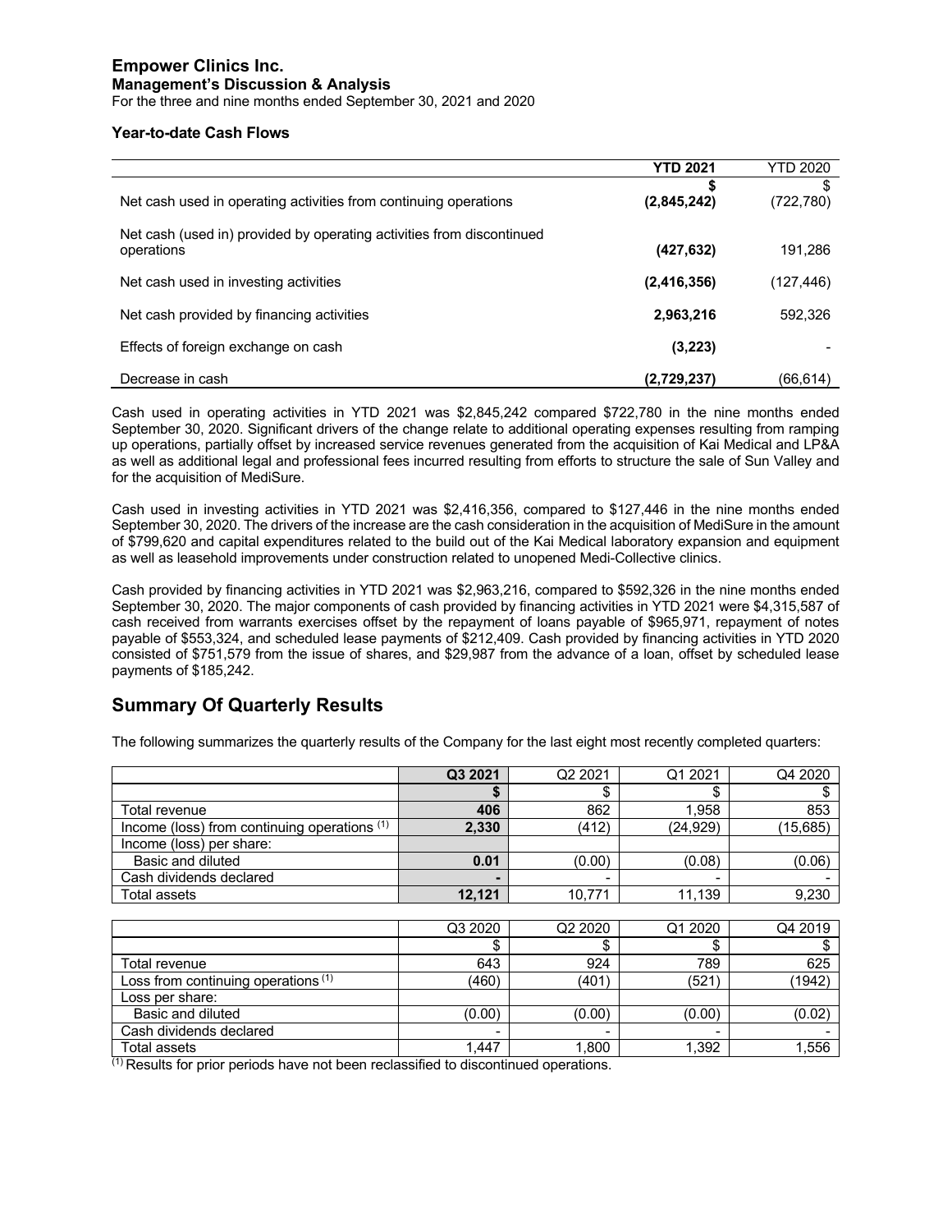### Year-to-date Cash Flows

| | **YTD 2021** | YTD 2020 |
|---|---|---|
| | **$** | $ |
| Net cash used in operating activities from continuing operations | **(2,845,242)** | (722,780) |
| Net cash (used in) provided by operating activities from discontinued operations | **(427,632)** | 191,286 |
| Net cash used in investing activities | **(2,416,356)** | (127,446) |
| Net cash provided by financing activities | **2,963,216** | 592,326 |
| Effects of foreign exchange on cash | **(3,223)** | - |
| Decrease in cash | **(2,729,237)** | (66,614) |

Cash used in operating activities in YTD 2021 was $2,845,242 compared $722,780 in the nine months ended September 30, 2020. Significant drivers of the change relate to additional operating expenses resulting from ramping up operations, partially offset by increased service revenues generated from the acquisition of Kai Medical and LP&A as well as additional legal and professional fees incurred resulting from efforts to structure the sale of Sun Valley and for the acquisition of MediSure.

Cash used in investing activities in YTD 2021 was $2,416,356, compared to $127,446 in the nine months ended September 30, 2020. The drivers of the increase are the cash consideration in the acquisition of MediSure in the amount of $799,620 and capital expenditures related to the build out of the Kai Medical laboratory expansion and equipment as well as leasehold improvements under construction related to unopened Medi-Collective clinics.

Cash provided by financing activities in YTD 2021 was $2,963,216, compared to $592,326 in the nine months ended September 30, 2020. The major components of cash provided by financing activities in YTD 2021 were $4,315,587 of cash received from warrants exercises offset by the repayment of loans payable of $965,971, repayment of notes payable of $553,324, and scheduled lease payments of $212,409. Cash provided by financing activities in YTD 2020 consisted of $751,579 from the issue of shares, and $29,987 from the advance of a loan, offset by scheduled lease payments of $185,242.

## Summary Of Quarterly Results

The following summarizes the quarterly results of the Company for the last eight most recently completed quarters:

| | **Q3 2021** | Q2 2021 | Q1 2021 | Q4 2020 |
|---|---|---|---|---|
| | **$** | $ | $ | $ |
| Total revenue | **406** | 862 | 1,958 | 853 |
| Income (loss) from continuing operations [1] | **2,330** | (412) | (24,929) | (15,685) |
| Income (loss) per share: | | | | |
| Basic and diluted | **0.01** | (0.00) | (0.08) | (0.06) |
| Cash dividends declared | **-** | - | - | - |
| Total assets | **12,121** | 10,771 | 11,139 | 9,230 |

| | Q3 2020 | Q2 2020 | Q1 2020 | Q4 2019 |
|---|---|---|---|---|
| | $ | $ | $ | $ |
| Total revenue | 643 | 924 | 789 | 625 |
| Loss from continuing operations [1] | (460) | (401) | (521) | (1942) |
| Loss per share: | | | | |
| Basic and diluted | (0.00) | (0.00) | (0.00) | (0.02) |
| Cash dividends declared | - | - | - | - |
| Total assets | 1,447 | 1,800 | 1,392 | 1,556 |

[1] Results for prior periods have not been reclassified to discontinued operations.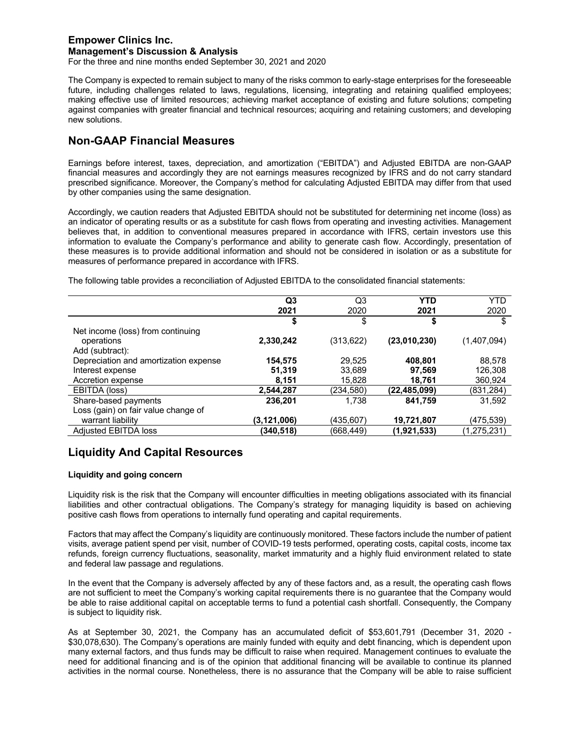The Company is expected to remain subject to many of the risks common to early-stage enterprises for the foreseeable future, including challenges related to laws, regulations, licensing, integrating and retaining qualified employees; making effective use of limited resources; achieving market acceptance of existing and future solutions; competing against companies with greater financial and technical resources; acquiring and retaining customers; and developing new solutions.

## Non-GAAP Financial Measures

Earnings before interest, taxes, depreciation, and amortization ("EBITDA") and Adjusted EBITDA are non-GAAP financial measures and accordingly they are not earnings measures recognized by IFRS and do not carry standard prescribed significance. Moreover, the Company's method for calculating Adjusted EBITDA may differ from that used by other companies using the same designation.

Accordingly, we caution readers that Adjusted EBITDA should not be substituted for determining net income (loss) as an indicator of operating results or as a substitute for cash flows from operating and investing activities. Management believes that, in addition to conventional measures prepared in accordance with IFRS, certain investors use this information to evaluate the Company's performance and ability to generate cash flow. Accordingly, presentation of these measures is to provide additional information and should not be considered in isolation or as a substitute for measures of performance prepared in accordance with IFRS.

The following table provides a reconciliation of Adjusted EBITDA to the consolidated financial statements:

| | **Q3 2021** | Q3 2020 | **YTD 2021** | YTD 2020 |
|---|---|---|---|---|
| | **$** | $ | **$** | $ |
| Net income (loss) from continuing operations | **2,330,242** | (313,622) | **(23,010,230)** | (1,407,094) |
| Add (subtract): | | | | |
| Depreciation and amortization expense | **154,575** | 29,525 | **408,801** | 88,578 |
| Interest expense | **51,319** | 33,689 | **97,569** | 126,308 |
| Accretion expense | **8,151** | 15,828 | **18,761** | 360,924 |
| EBITDA (loss) | **2,544,287** | (234,580) | **(22,485,099)** | (831,284) |
| Share-based payments | **236,201** | 1,738 | **841,759** | 31,592 |
| Loss (gain) on fair value change of warrant liability | **(3,121,006)** | (435,607) | **19,721,807** | (475,539) |
| Adjusted EBITDA loss | **(340,518)** | (668,449) | **(1,921,533)** | (1,275,231) |

## Liquidity And Capital Resources

### Liquidity and going concern

Liquidity risk is the risk that the Company will encounter difficulties in meeting obligations associated with its financial liabilities and other contractual obligations. The Company's strategy for managing liquidity is based on achieving positive cash flows from operations to internally fund operating and capital requirements.

Factors that may affect the Company's liquidity are continuously monitored. These factors include the number of patient visits, average patient spend per visit, number of COVID-19 tests performed, operating costs, capital costs, income tax refunds, foreign currency fluctuations, seasonality, market immaturity and a highly fluid environment related to state and federal law passage and regulations.

In the event that the Company is adversely affected by any of these factors and, as a result, the operating cash flows are not sufficient to meet the Company's working capital requirements there is no guarantee that the Company would be able to raise additional capital on acceptable terms to fund a potential cash shortfall. Consequently, the Company is subject to liquidity risk.

As at September 30, 2021, the Company has an accumulated deficit of $53,601,791 (December 31, 2020 - $30,078,630). The Company's operations are mainly funded with equity and debt financing, which is dependent upon many external factors, and thus funds may be difficult to raise when required. Management continues to evaluate the need for additional financing and is of the opinion that additional financing will be available to continue its planned activities in the normal course. Nonetheless, there is no assurance that the Company will be able to raise sufficient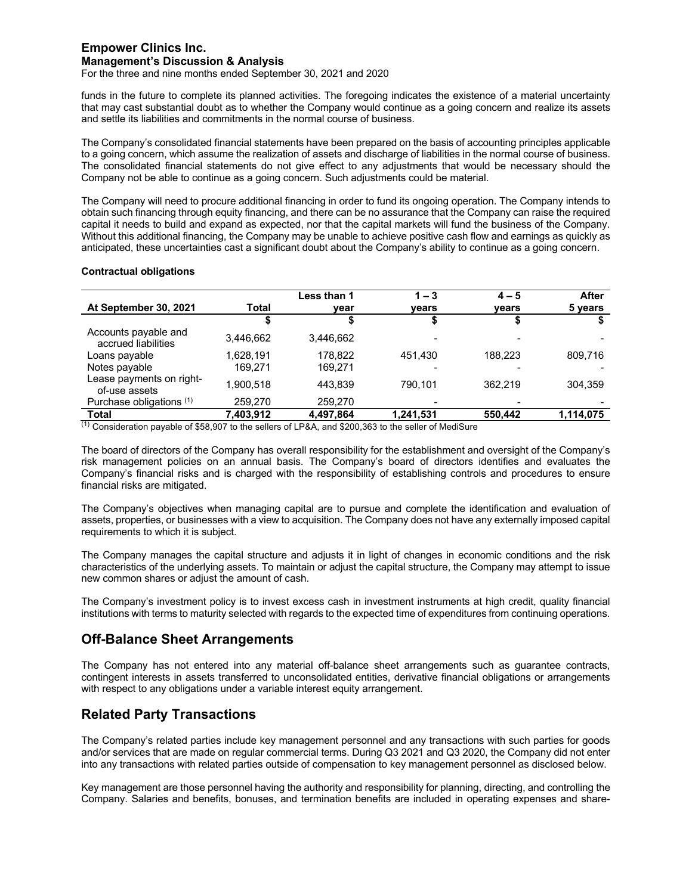funds in the future to complete its planned activities. The foregoing indicates the existence of a material uncertainty that may cast substantial doubt as to whether the Company would continue as a going concern and realize its assets and settle its liabilities and commitments in the normal course of business.

The Company's consolidated financial statements have been prepared on the basis of accounting principles applicable to a going concern, which assume the realization of assets and discharge of liabilities in the normal course of business. The consolidated financial statements do not give effect to any adjustments that would be necessary should the Company not be able to continue as a going concern. Such adjustments could be material.

The Company will need to procure additional financing in order to fund its ongoing operation. The Company intends to obtain such financing through equity financing, and there can be no assurance that the Company can raise the required capital it needs to build and expand as expected, nor that the capital markets will fund the business of the Company. Without this additional financing, the Company may be unable to achieve positive cash flow and earnings as quickly as anticipated, these uncertainties cast a significant doubt about the Company's ability to continue as a going concern.

**Contractual obligations**

| At September 30, 2021 | Total | Less than 1 year | 1 – 3 years | 4 – 5 years | After 5 years |
|---|---|---|---|---|---|
| | $ | $ | $ | $ | $ |
| Accounts payable and accrued liabilities | 3,446,662 | 3,446,662 | - | - | - |
| Loans payable | 1,628,191 | 178,822 | 451,430 | 188,223 | 809,716 |
| Notes payable | 169,271 | 169,271 | - | - | - |
| Lease payments on right-of-use assets | 1,900,518 | 443,839 | 790,101 | 362,219 | 304,359 |
| Purchase obligations (1) | 259,270 | 259,270 | - | - | - |
| **Total** | **7,403,912** | **4,497,864** | **1,241,531** | **550,442** | **1,114,075** |

(1) Consideration payable of $58,907 to the sellers of LP&A, and $200,363 to the seller of MediSure

The board of directors of the Company has overall responsibility for the establishment and oversight of the Company's risk management policies on an annual basis. The Company's board of directors identifies and evaluates the Company's financial risks and is charged with the responsibility of establishing controls and procedures to ensure financial risks are mitigated.

The Company's objectives when managing capital are to pursue and complete the identification and evaluation of assets, properties, or businesses with a view to acquisition. The Company does not have any externally imposed capital requirements to which it is subject.

The Company manages the capital structure and adjusts it in light of changes in economic conditions and the risk characteristics of the underlying assets. To maintain or adjust the capital structure, the Company may attempt to issue new common shares or adjust the amount of cash.

The Company's investment policy is to invest excess cash in investment instruments at high credit, quality financial institutions with terms to maturity selected with regards to the expected time of expenditures from continuing operations.

## Off-Balance Sheet Arrangements

The Company has not entered into any material off-balance sheet arrangements such as guarantee contracts, contingent interests in assets transferred to unconsolidated entities, derivative financial obligations or arrangements with respect to any obligations under a variable interest equity arrangement.

## Related Party Transactions

The Company's related parties include key management personnel and any transactions with such parties for goods and/or services that are made on regular commercial terms. During Q3 2021 and Q3 2020, the Company did not enter into any transactions with related parties outside of compensation to key management personnel as disclosed below.

Key management are those personnel having the authority and responsibility for planning, directing, and controlling the Company. Salaries and benefits, bonuses, and termination benefits are included in operating expenses and share-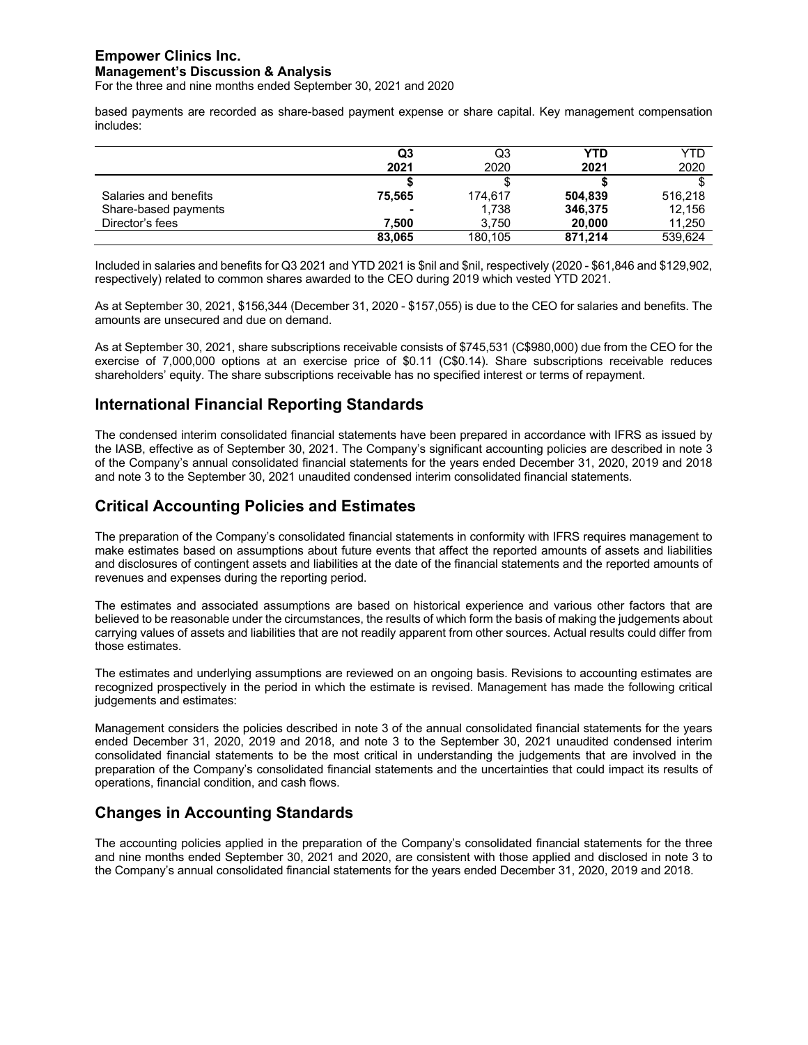based payments are recorded as share-based payment expense or share capital. Key management compensation includes:

| | Q3 2021 | Q3 2020 | YTD 2021 | YTD 2020 |
|---|---|---|---|---|
| | **$** | $ | **$** | $ |
| Salaries and benefits | **75,565** | 174,617 | **504,839** | 516,218 |
| Share-based payments | **-** | 1,738 | **346,375** | 12,156 |
| Director's fees | **7,500** | 3,750 | **20,000** | 11,250 |
| | **83,065** | 180,105 | **871,214** | 539,624 |

Included in salaries and benefits for Q3 2021 and YTD 2021 is $nil and $nil, respectively (2020 - $61,846 and $129,902, respectively) related to common shares awarded to the CEO during 2019 which vested YTD 2021.

As at September 30, 2021, $156,344 (December 31, 2020 - $157,055) is due to the CEO for salaries and benefits. The amounts are unsecured and due on demand.

As at September 30, 2021, share subscriptions receivable consists of $745,531 (C$980,000) due from the CEO for the exercise of 7,000,000 options at an exercise price of $0.11 (C$0.14). Share subscriptions receivable reduces shareholders' equity. The share subscriptions receivable has no specified interest or terms of repayment.

## International Financial Reporting Standards

The condensed interim consolidated financial statements have been prepared in accordance with IFRS as issued by the IASB, effective as of September 30, 2021. The Company's significant accounting policies are described in note 3 of the Company's annual consolidated financial statements for the years ended December 31, 2020, 2019 and 2018 and note 3 to the September 30, 2021 unaudited condensed interim consolidated financial statements.

## Critical Accounting Policies and Estimates

The preparation of the Company's consolidated financial statements in conformity with IFRS requires management to make estimates based on assumptions about future events that affect the reported amounts of assets and liabilities and disclosures of contingent assets and liabilities at the date of the financial statements and the reported amounts of revenues and expenses during the reporting period.

The estimates and associated assumptions are based on historical experience and various other factors that are believed to be reasonable under the circumstances, the results of which form the basis of making the judgements about carrying values of assets and liabilities that are not readily apparent from other sources. Actual results could differ from those estimates.

The estimates and underlying assumptions are reviewed on an ongoing basis. Revisions to accounting estimates are recognized prospectively in the period in which the estimate is revised. Management has made the following critical judgements and estimates:

Management considers the policies described in note 3 of the annual consolidated financial statements for the years ended December 31, 2020, 2019 and 2018, and note 3 to the September 30, 2021 unaudited condensed interim consolidated financial statements to be the most critical in understanding the judgements that are involved in the preparation of the Company's consolidated financial statements and the uncertainties that could impact its results of operations, financial condition, and cash flows.

## Changes in Accounting Standards

The accounting policies applied in the preparation of the Company's consolidated financial statements for the three and nine months ended September 30, 2021 and 2020, are consistent with those applied and disclosed in note 3 to the Company's annual consolidated financial statements for the years ended December 31, 2020, 2019 and 2018.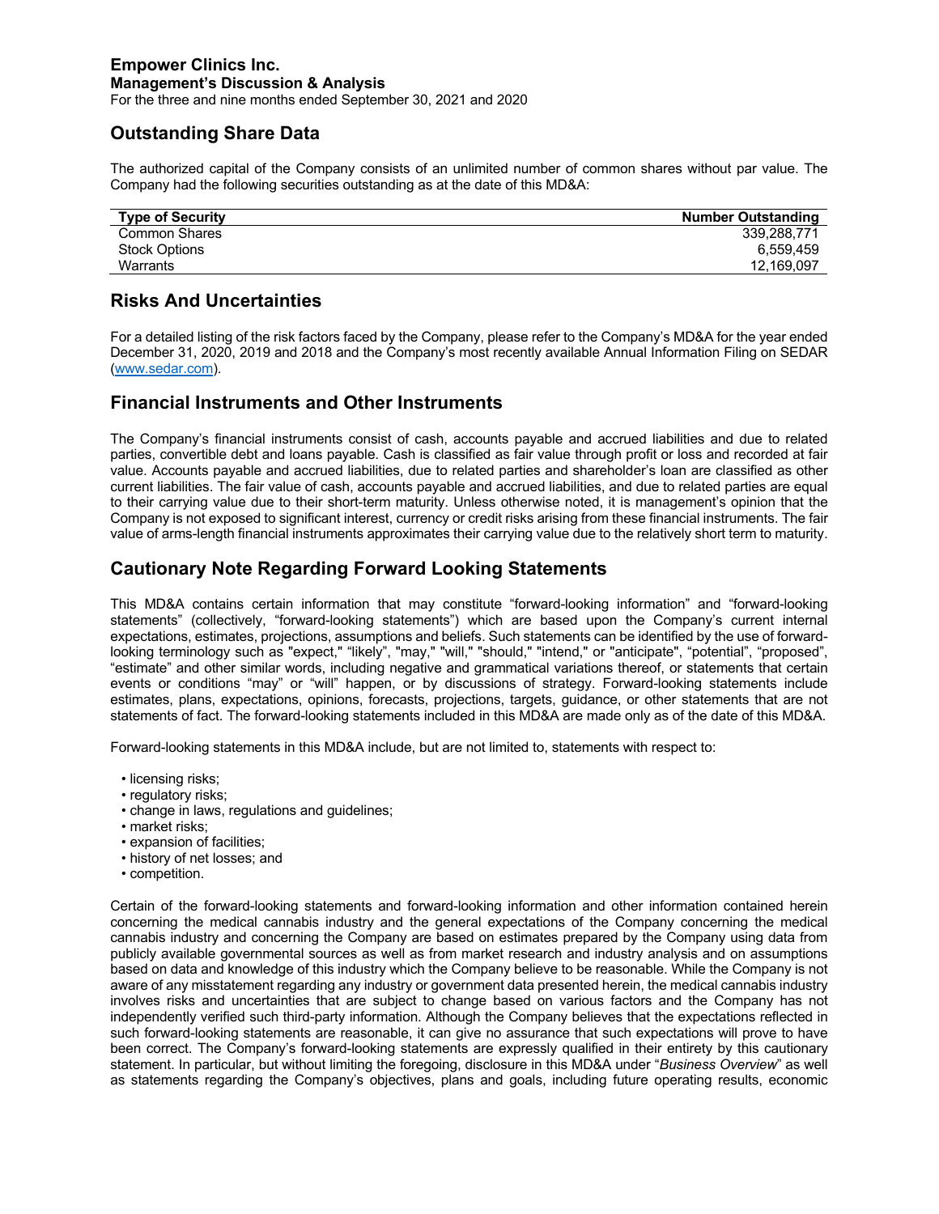## Outstanding Share Data

The authorized capital of the Company consists of an unlimited number of common shares without par value. The Company had the following securities outstanding as at the date of this MD&A:

| Type of Security | Number Outstanding |
|---|---|
| Common Shares | 339,288,771 |
| Stock Options | 6,559,459 |
| Warrants | 12,169,097 |

## Risks And Uncertainties

For a detailed listing of the risk factors faced by the Company, please refer to the Company's MD&A for the year ended December 31, 2020, 2019 and 2018 and the Company's most recently available Annual Information Filing on SEDAR (www.sedar.com).

## Financial Instruments and Other Instruments

The Company's financial instruments consist of cash, accounts payable and accrued liabilities and due to related parties, convertible debt and loans payable. Cash is classified as fair value through profit or loss and recorded at fair value. Accounts payable and accrued liabilities, due to related parties and shareholder's loan are classified as other current liabilities. The fair value of cash, accounts payable and accrued liabilities, and due to related parties are equal to their carrying value due to their short-term maturity. Unless otherwise noted, it is management's opinion that the Company is not exposed to significant interest, currency or credit risks arising from these financial instruments. The fair value of arms-length financial instruments approximates their carrying value due to the relatively short term to maturity.

## Cautionary Note Regarding Forward Looking Statements

This MD&A contains certain information that may constitute "forward-looking information" and "forward-looking statements" (collectively, "forward-looking statements") which are based upon the Company's current internal expectations, estimates, projections, assumptions and beliefs. Such statements can be identified by the use of forward-looking terminology such as "expect," "likely", "may," "will," "should," "intend," or "anticipate", "potential", "proposed", "estimate" and other similar words, including negative and grammatical variations thereof, or statements that certain events or conditions "may" or "will" happen, or by discussions of strategy. Forward-looking statements include estimates, plans, expectations, opinions, forecasts, projections, targets, guidance, or other statements that are not statements of fact. The forward-looking statements included in this MD&A are made only as of the date of this MD&A.

Forward-looking statements in this MD&A include, but are not limited to, statements with respect to:

- licensing risks;
- regulatory risks;
- change in laws, regulations and guidelines;
- market risks;
- expansion of facilities;
- history of net losses; and
- competition.

Certain of the forward-looking statements and forward-looking information and other information contained herein concerning the medical cannabis industry and the general expectations of the Company concerning the medical cannabis industry and concerning the Company are based on estimates prepared by the Company using data from publicly available governmental sources as well as from market research and industry analysis and on assumptions based on data and knowledge of this industry which the Company believe to be reasonable. While the Company is not aware of any misstatement regarding any industry or government data presented herein, the medical cannabis industry involves risks and uncertainties that are subject to change based on various factors and the Company has not independently verified such third-party information. Although the Company believes that the expectations reflected in such forward-looking statements are reasonable, it can give no assurance that such expectations will prove to have been correct. The Company's forward-looking statements are expressly qualified in their entirety by this cautionary statement. In particular, but without limiting the foregoing, disclosure in this MD&A under "*Business Overview*" as well as statements regarding the Company's objectives, plans and goals, including future operating results, economic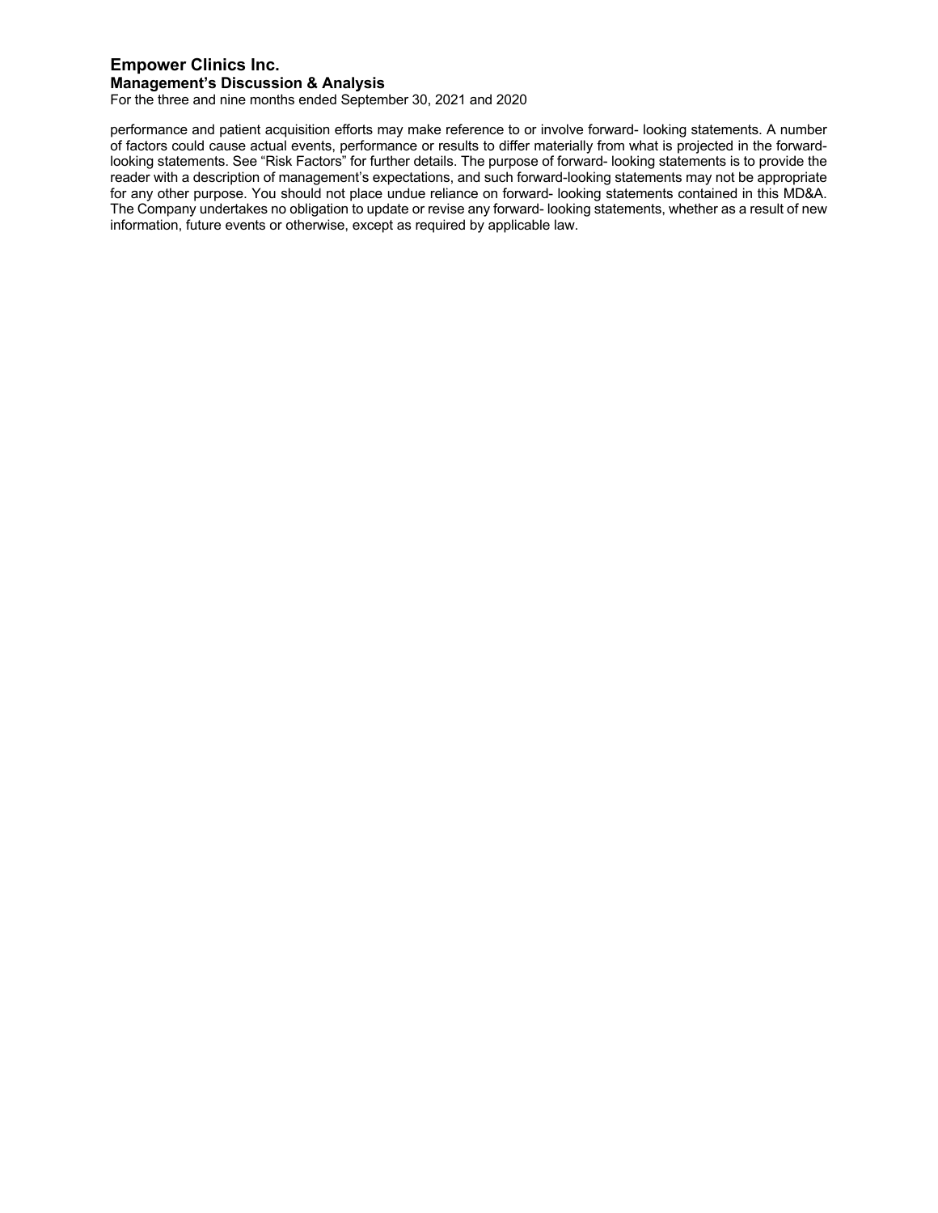performance and patient acquisition efforts may make reference to or involve forward- looking statements. A number of factors could cause actual events, performance or results to differ materially from what is projected in the forward-looking statements. See "Risk Factors" for further details. The purpose of forward- looking statements is to provide the reader with a description of management's expectations, and such forward-looking statements may not be appropriate for any other purpose. You should not place undue reliance on forward- looking statements contained in this MD&A. The Company undertakes no obligation to update or revise any forward- looking statements, whether as a result of new information, future events or otherwise, except as required by applicable law.